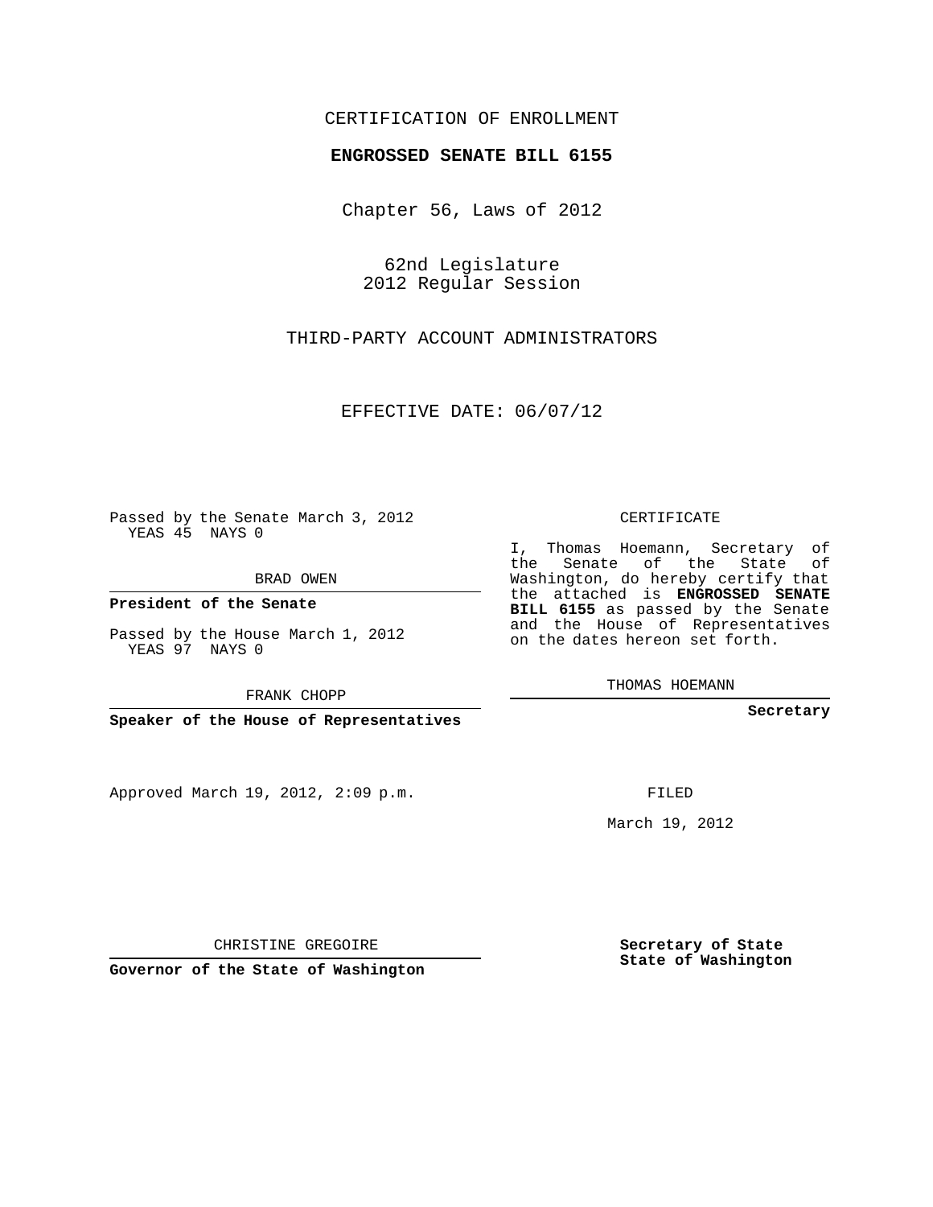CERTIFICATION OF ENROLLMENT

**ENGROSSED SENATE BILL 6155**

Chapter 56, Laws of 2012

62nd Legislature
2012 Regular Session

THIRD-PARTY ACCOUNT ADMINISTRATORS

EFFECTIVE DATE: 06/07/12

Passed by the Senate March 3, 2012
YEAS 45 NAYS 0

BRAD OWEN

**President of the Senate**

Passed by the House March 1, 2012
YEAS 97 NAYS 0

FRANK CHOPP

**Speaker of the House of Representatives**

CERTIFICATE

I, Thomas Hoemann, Secretary of the Senate of the State of Washington, do hereby certify that the attached is **ENGROSSED SENATE BILL 6155** as passed by the Senate and the House of Representatives on the dates hereon set forth.

THOMAS HOEMANN

**Secretary**

Approved March 19, 2012, 2:09 p.m.

FILED

March 19, 2012

CHRISTINE GREGOIRE

**Governor of the State of Washington**

**Secretary of State**
**State of Washington**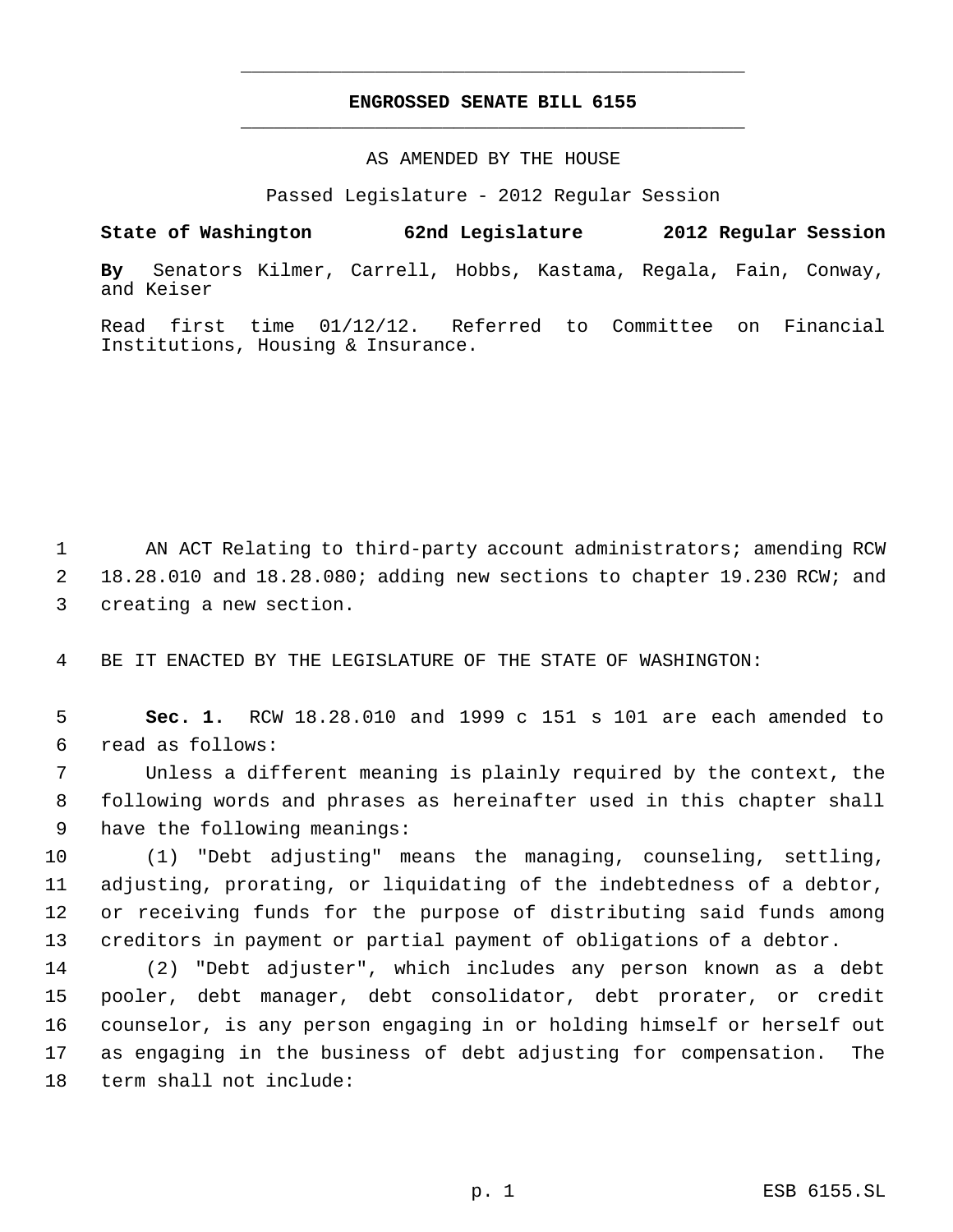# ENGROSSED SENATE BILL 6155

AS AMENDED BY THE HOUSE

Passed Legislature - 2012 Regular Session

**State of Washington 62nd Legislature 2012 Regular Session**

**By** Senators Kilmer, Carrell, Hobbs, Kastama, Regala, Fain, Conway, and Keiser

Read first time 01/12/12. Referred to Committee on Financial Institutions, Housing & Insurance.

AN ACT Relating to third-party account administrators; amending RCW 18.28.010 and 18.28.080; adding new sections to chapter 19.230 RCW; and creating a new section.

BE IT ENACTED BY THE LEGISLATURE OF THE STATE OF WASHINGTON:

**Sec. 1.** RCW 18.28.010 and 1999 c 151 s 101 are each amended to read as follows:

Unless a different meaning is plainly required by the context, the following words and phrases as hereinafter used in this chapter shall have the following meanings:

(1) "Debt adjusting" means the managing, counseling, settling, adjusting, prorating, or liquidating of the indebtedness of a debtor, or receiving funds for the purpose of distributing said funds among creditors in payment or partial payment of obligations of a debtor.

(2) "Debt adjuster", which includes any person known as a debt pooler, debt manager, debt consolidator, debt prorater, or credit counselor, is any person engaging in or holding himself or herself out as engaging in the business of debt adjusting for compensation. The term shall not include: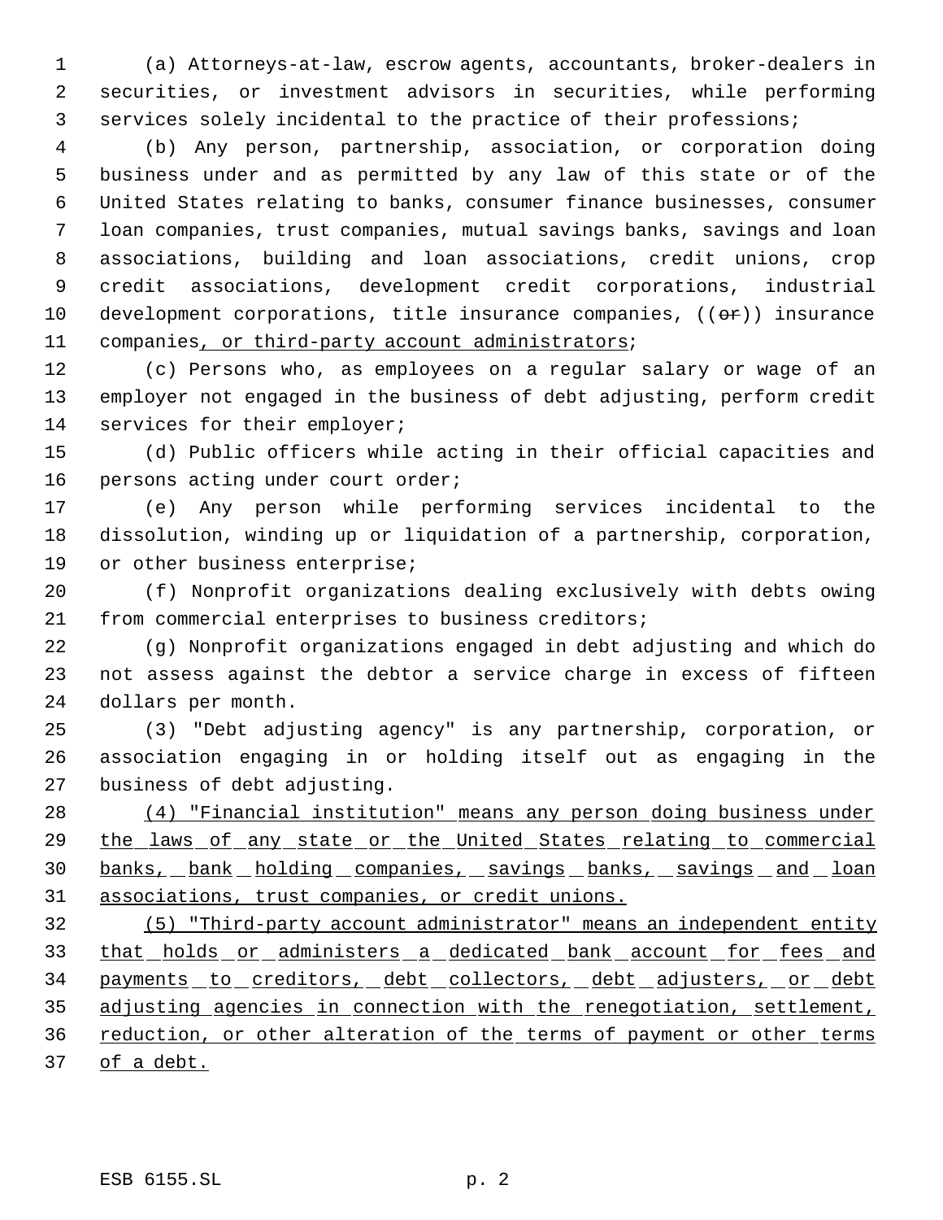(a) Attorneys-at-law, escrow agents, accountants, broker-dealers in securities, or investment advisors in securities, while performing services solely incidental to the practice of their professions;

(b) Any person, partnership, association, or corporation doing business under and as permitted by any law of this state or of the United States relating to banks, consumer finance businesses, consumer loan companies, trust companies, mutual savings banks, savings and loan associations, building and loan associations, credit unions, crop credit associations, development credit corporations, industrial development corporations, title insurance companies, ((~~or~~)) insurance companies<u>, or third-party account administrators</u>;

(c) Persons who, as employees on a regular salary or wage of an employer not engaged in the business of debt adjusting, perform credit services for their employer;

(d) Public officers while acting in their official capacities and persons acting under court order;

(e) Any person while performing services incidental to the dissolution, winding up or liquidation of a partnership, corporation, or other business enterprise;

(f) Nonprofit organizations dealing exclusively with debts owing from commercial enterprises to business creditors;

(g) Nonprofit organizations engaged in debt adjusting and which do not assess against the debtor a service charge in excess of fifteen dollars per month.

(3) "Debt adjusting agency" is any partnership, corporation, or association engaging in or holding itself out as engaging in the business of debt adjusting.

<u>(4) "Financial institution" means any person doing business under the laws of any state or the United States relating to commercial banks, bank holding companies, savings banks, savings and loan associations, trust companies, or credit unions.</u>

<u>(5) "Third-party account administrator" means an independent entity that holds or administers a dedicated bank account for fees and payments to creditors, debt collectors, debt adjusters, or debt adjusting agencies in connection with the renegotiation, settlement, reduction, or other alteration of the terms of payment or other terms of a debt.</u>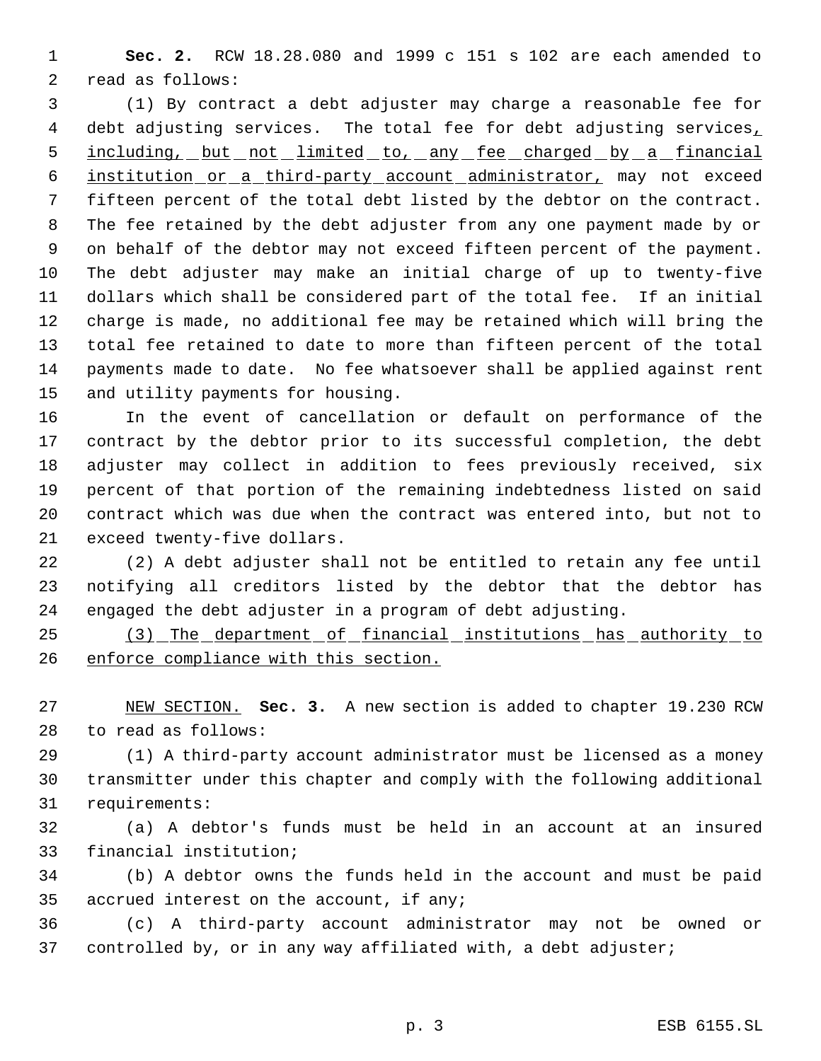**Sec. 2.** RCW 18.28.080 and 1999 c 151 s 102 are each amended to read as follows:

(1) By contract a debt adjuster may charge a reasonable fee for debt adjusting services. The total fee for debt adjusting services, including, but not limited to, any fee charged by a financial institution or a third-party account administrator, may not exceed fifteen percent of the total debt listed by the debtor on the contract. The fee retained by the debt adjuster from any one payment made by or on behalf of the debtor may not exceed fifteen percent of the payment. The debt adjuster may make an initial charge of up to twenty-five dollars which shall be considered part of the total fee. If an initial charge is made, no additional fee may be retained which will bring the total fee retained to date to more than fifteen percent of the total payments made to date. No fee whatsoever shall be applied against rent and utility payments for housing.

In the event of cancellation or default on performance of the contract by the debtor prior to its successful completion, the debt adjuster may collect in addition to fees previously received, six percent of that portion of the remaining indebtedness listed on said contract which was due when the contract was entered into, but not to exceed twenty-five dollars.

(2) A debt adjuster shall not be entitled to retain any fee until notifying all creditors listed by the debtor that the debtor has engaged the debt adjuster in a program of debt adjusting.

(3) The department of financial institutions has authority to enforce compliance with this section.

NEW SECTION. **Sec. 3.** A new section is added to chapter 19.230 RCW to read as follows:

(1) A third-party account administrator must be licensed as a money transmitter under this chapter and comply with the following additional requirements:

(a) A debtor's funds must be held in an account at an insured financial institution;

(b) A debtor owns the funds held in the account and must be paid accrued interest on the account, if any;

(c) A third-party account administrator may not be owned or controlled by, or in any way affiliated with, a debt adjuster;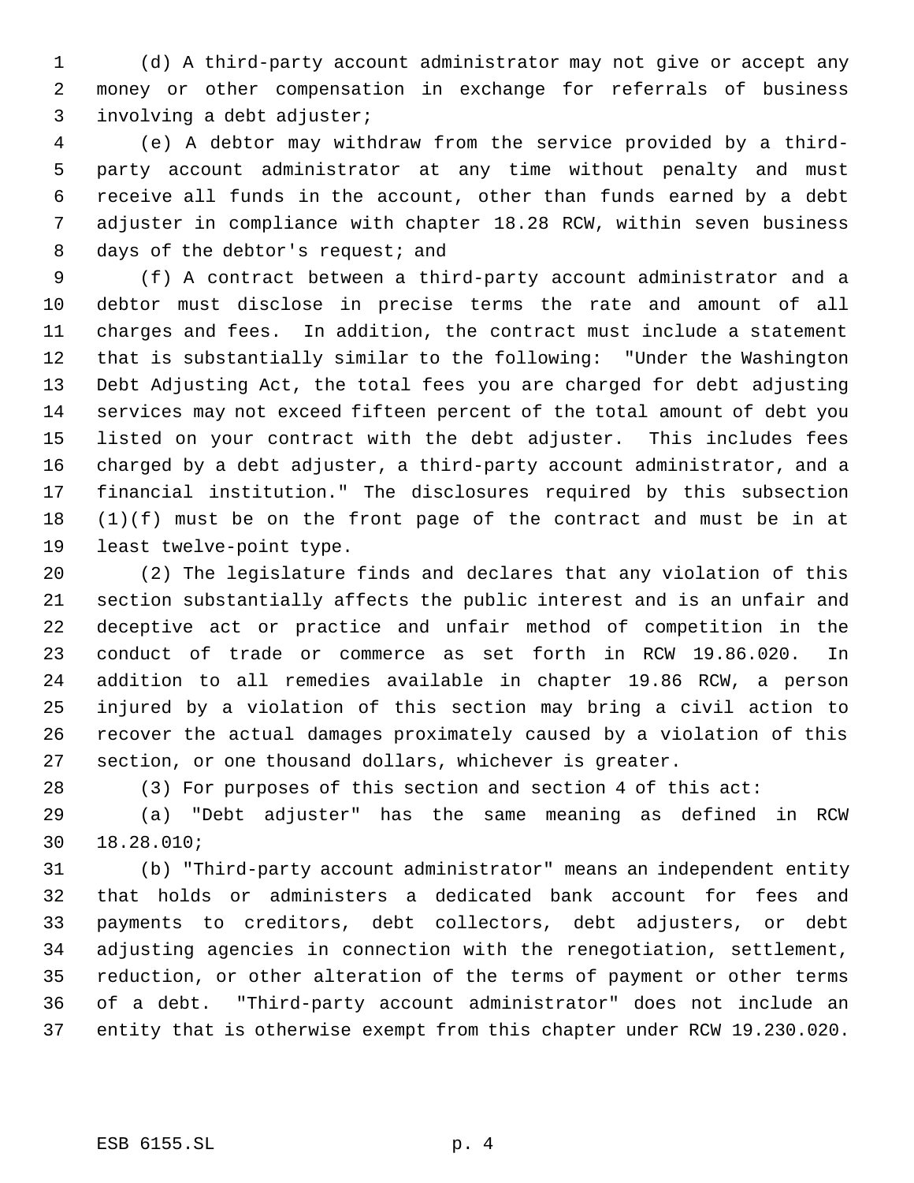(d) A third-party account administrator may not give or accept any money or other compensation in exchange for referrals of business involving a debt adjuster;

(e) A debtor may withdraw from the service provided by a third-party account administrator at any time without penalty and must receive all funds in the account, other than funds earned by a debt adjuster in compliance with chapter 18.28 RCW, within seven business days of the debtor's request; and

(f) A contract between a third-party account administrator and a debtor must disclose in precise terms the rate and amount of all charges and fees. In addition, the contract must include a statement that is substantially similar to the following: "Under the Washington Debt Adjusting Act, the total fees you are charged for debt adjusting services may not exceed fifteen percent of the total amount of debt you listed on your contract with the debt adjuster. This includes fees charged by a debt adjuster, a third-party account administrator, and a financial institution." The disclosures required by this subsection (1)(f) must be on the front page of the contract and must be in at least twelve-point type.

(2) The legislature finds and declares that any violation of this section substantially affects the public interest and is an unfair and deceptive act or practice and unfair method of competition in the conduct of trade or commerce as set forth in RCW 19.86.020. In addition to all remedies available in chapter 19.86 RCW, a person injured by a violation of this section may bring a civil action to recover the actual damages proximately caused by a violation of this section, or one thousand dollars, whichever is greater.

(3) For purposes of this section and section 4 of this act:

(a) "Debt adjuster" has the same meaning as defined in RCW 18.28.010;

(b) "Third-party account administrator" means an independent entity that holds or administers a dedicated bank account for fees and payments to creditors, debt collectors, debt adjusters, or debt adjusting agencies in connection with the renegotiation, settlement, reduction, or other alteration of the terms of payment or other terms of a debt. "Third-party account administrator" does not include an entity that is otherwise exempt from this chapter under RCW 19.230.020.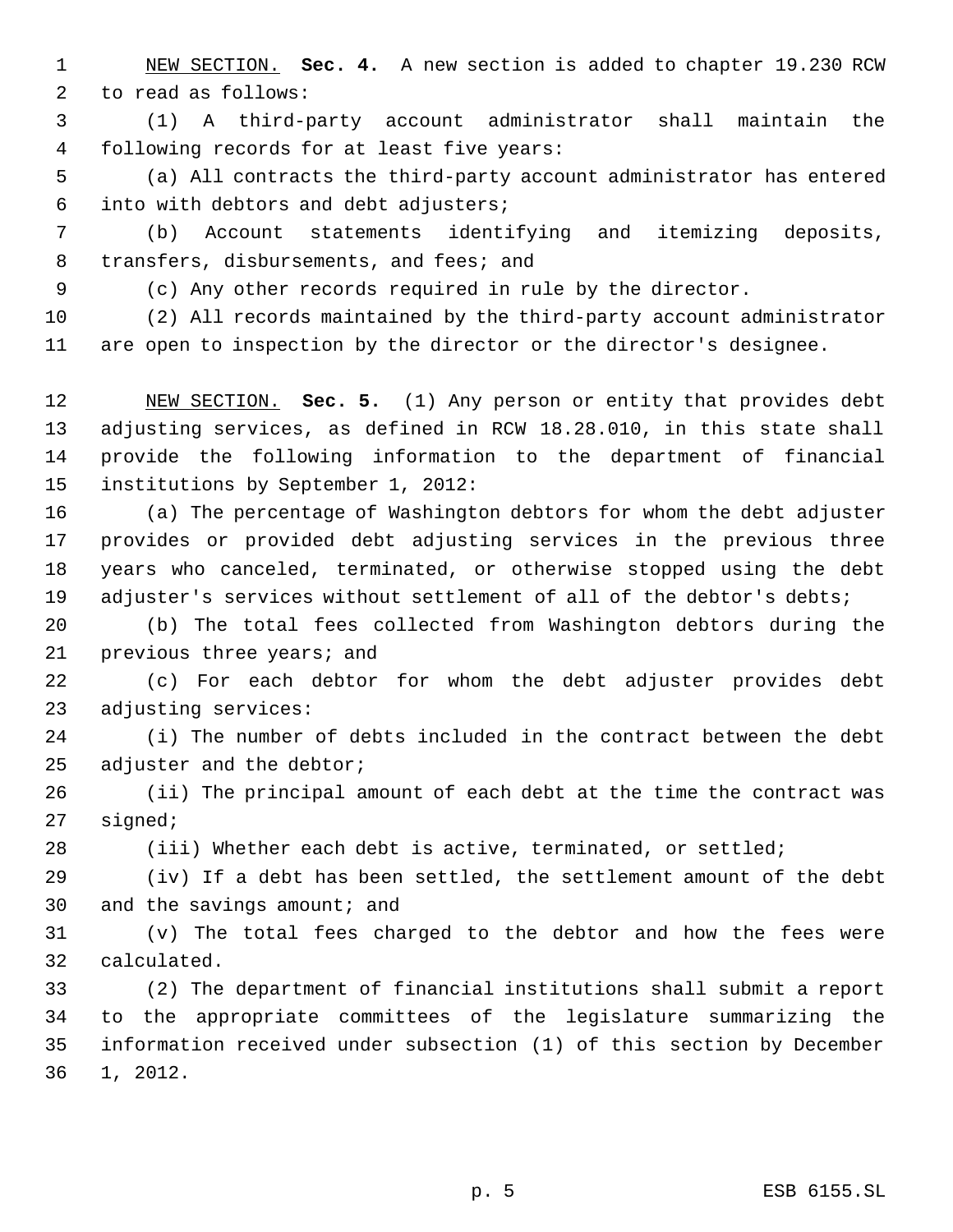NEW SECTION. **Sec. 4.** A new section is added to chapter 19.230 RCW to read as follows:

(1) A third-party account administrator shall maintain the following records for at least five years:

(a) All contracts the third-party account administrator has entered into with debtors and debt adjusters;

(b) Account statements identifying and itemizing deposits, transfers, disbursements, and fees; and

(c) Any other records required in rule by the director.

(2) All records maintained by the third-party account administrator are open to inspection by the director or the director's designee.

NEW SECTION. **Sec. 5.** (1) Any person or entity that provides debt adjusting services, as defined in RCW 18.28.010, in this state shall provide the following information to the department of financial institutions by September 1, 2012:

(a) The percentage of Washington debtors for whom the debt adjuster provides or provided debt adjusting services in the previous three years who canceled, terminated, or otherwise stopped using the debt adjuster's services without settlement of all of the debtor's debts;

(b) The total fees collected from Washington debtors during the previous three years; and

(c) For each debtor for whom the debt adjuster provides debt adjusting services:

(i) The number of debts included in the contract between the debt adjuster and the debtor;

(ii) The principal amount of each debt at the time the contract was signed;

(iii) Whether each debt is active, terminated, or settled;

(iv) If a debt has been settled, the settlement amount of the debt and the savings amount; and

(v) The total fees charged to the debtor and how the fees were calculated.

(2) The department of financial institutions shall submit a report to the appropriate committees of the legislature summarizing the information received under subsection (1) of this section by December 1, 2012.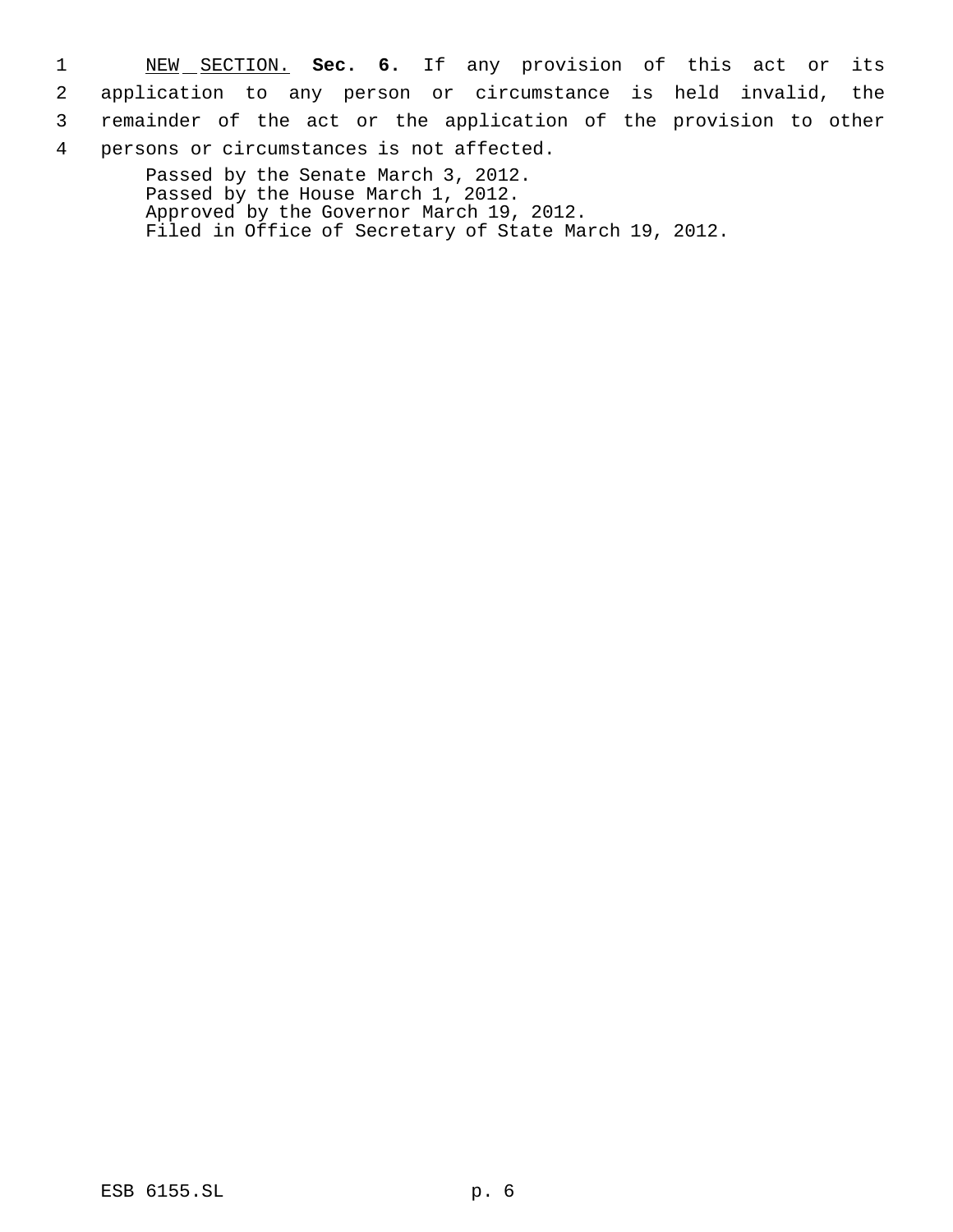NEW SECTION. **Sec. 6.** If any provision of this act or its application to any person or circumstance is held invalid, the remainder of the act or the application of the provision to other persons or circumstances is not affected.

Passed by the Senate March 3, 2012.
Passed by the House March 1, 2012.
Approved by the Governor March 19, 2012.
Filed in Office of Secretary of State March 19, 2012.